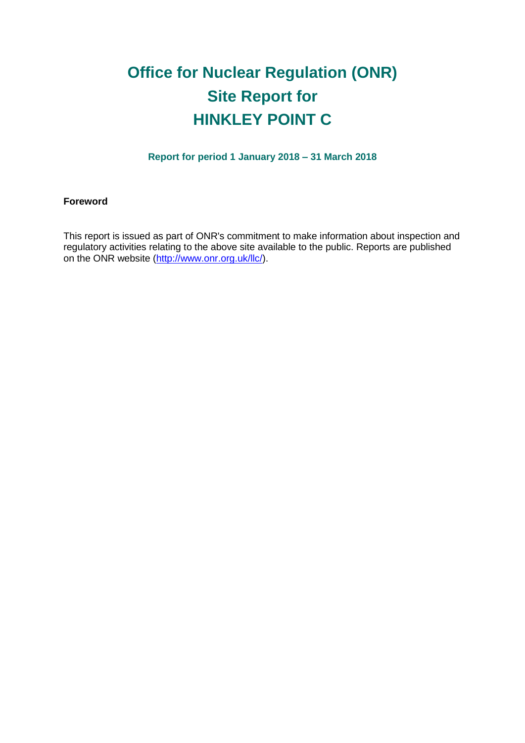# Office for Nuclear Regulation (ONR)
# Site Report for
# HINKLEY POINT C

**Report for period 1 January 2018 – 31 March 2018**

**Foreword**

This report is issued as part of ONR's commitment to make information about inspection and regulatory activities relating to the above site available to the public. Reports are published on the ONR website (http://www.onr.org.uk/llc/).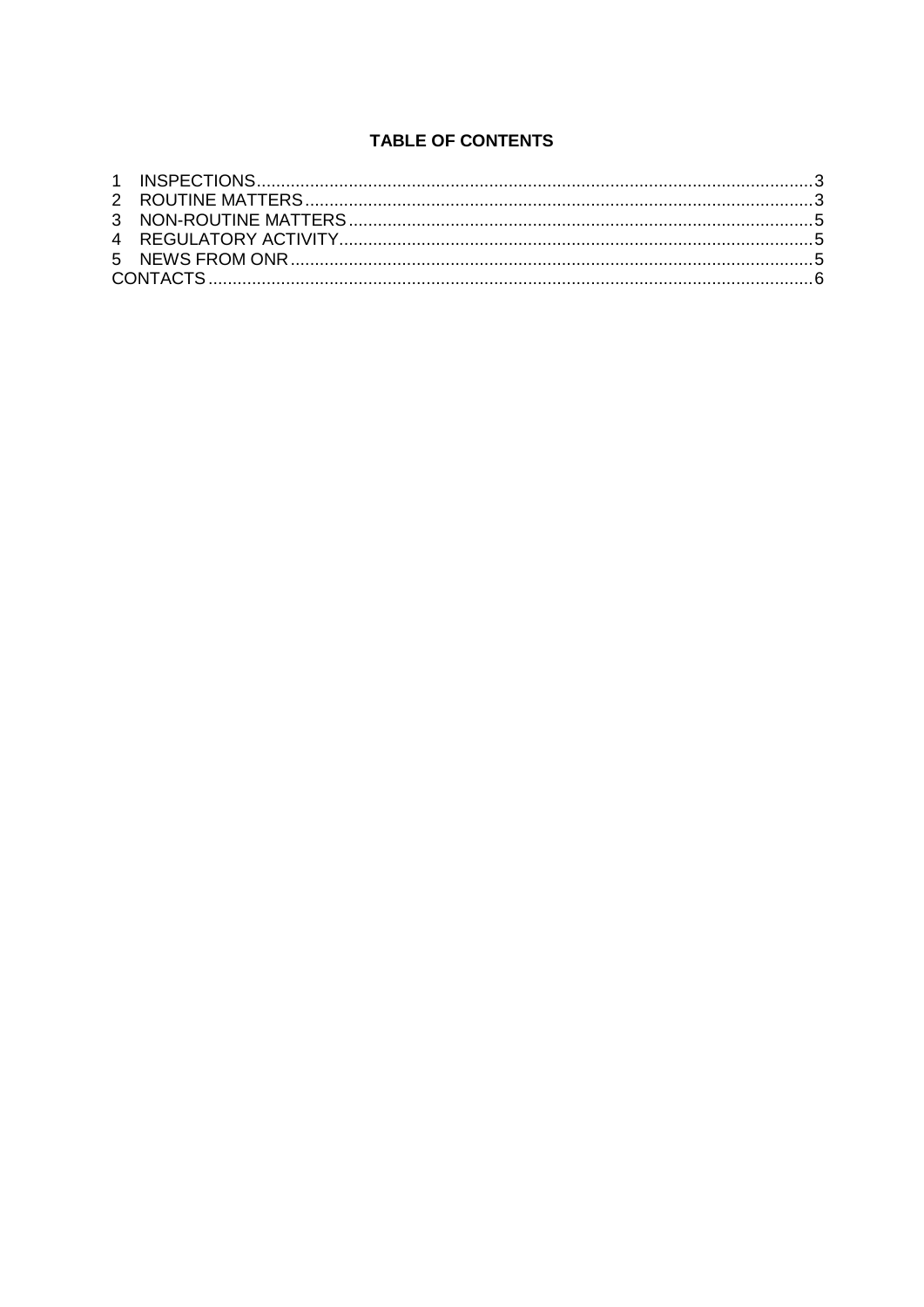**TABLE OF CONTENTS**

1 INSPECTIONS....................................................................................................................3
2 ROUTINE MATTERS........................................................................................................3
3 NON-ROUTINE MATTERS...............................................................................................5
4 REGULATORY ACTIVITY.................................................................................................5
5 NEWS FROM ONR...........................................................................................................5
CONTACTS...........................................................................................................................6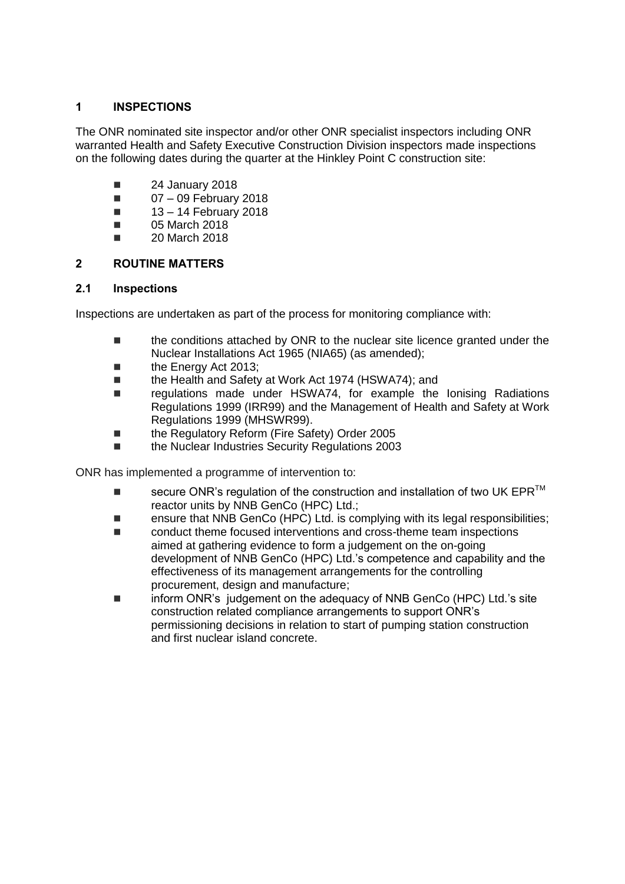## 1 INSPECTIONS

The ONR nominated site inspector and/or other ONR specialist inspectors including ONR warranted Health and Safety Executive Construction Division inspectors made inspections on the following dates during the quarter at the Hinkley Point C construction site:

- 24 January 2018
- 07 – 09 February 2018
- 13 – 14 February 2018
- 05 March 2018
- 20 March 2018

## 2 ROUTINE MATTERS

### 2.1 Inspections

Inspections are undertaken as part of the process for monitoring compliance with:

- the conditions attached by ONR to the nuclear site licence granted under the Nuclear Installations Act 1965 (NIA65) (as amended);
- the Energy Act 2013;
- the Health and Safety at Work Act 1974 (HSWA74); and
- regulations made under HSWA74, for example the Ionising Radiations Regulations 1999 (IRR99) and the Management of Health and Safety at Work Regulations 1999 (MHSWR99).
- the Regulatory Reform (Fire Safety) Order 2005
- the Nuclear Industries Security Regulations 2003

ONR has implemented a programme of intervention to:

- secure ONR's regulation of the construction and installation of two UK EPR™ reactor units by NNB GenCo (HPC) Ltd.;
- ensure that NNB GenCo (HPC) Ltd. is complying with its legal responsibilities;
- conduct theme focused interventions and cross-theme team inspections aimed at gathering evidence to form a judgement on the on-going development of NNB GenCo (HPC) Ltd.'s competence and capability and the effectiveness of its management arrangements for the controlling procurement, design and manufacture;
- inform ONR's judgement on the adequacy of NNB GenCo (HPC) Ltd.'s site construction related compliance arrangements to support ONR's permissioning decisions in relation to start of pumping station construction and first nuclear island concrete.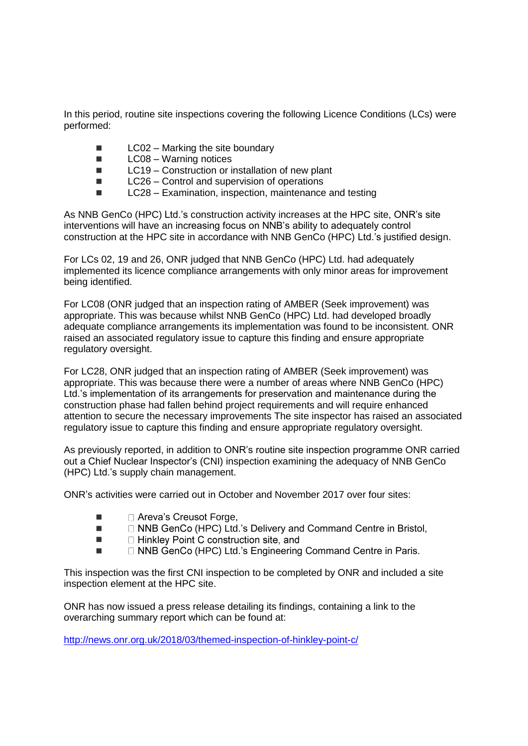In this period, routine site inspections covering the following Licence Conditions (LCs) were performed:

- LC02 – Marking the site boundary
- LC08 – Warning notices
- LC19 – Construction or installation of new plant
- LC26 – Control and supervision of operations
- LC28 – Examination, inspection, maintenance and testing

As NNB GenCo (HPC) Ltd.'s construction activity increases at the HPC site, ONR's site interventions will have an increasing focus on NNB's ability to adequately control construction at the HPC site in accordance with NNB GenCo (HPC) Ltd.'s justified design.

For LCs 02, 19 and 26, ONR judged that NNB GenCo (HPC) Ltd. had adequately implemented its licence compliance arrangements with only minor areas for improvement being identified.

For LC08 (ONR judged that an inspection rating of AMBER (Seek improvement) was appropriate. This was because whilst NNB GenCo (HPC) Ltd. had developed broadly adequate compliance arrangements its implementation was found to be inconsistent. ONR raised an associated regulatory issue to capture this finding and ensure appropriate regulatory oversight.

For LC28, ONR judged that an inspection rating of AMBER (Seek improvement) was appropriate. This was because there were a number of areas where NNB GenCo (HPC) Ltd.'s implementation of its arrangements for preservation and maintenance during the construction phase had fallen behind project requirements and will require enhanced attention to secure the necessary improvements The site inspector has raised an associated regulatory issue to capture this finding and ensure appropriate regulatory oversight.

As previously reported, in addition to ONR's routine site inspection programme ONR carried out a Chief Nuclear Inspector's (CNI) inspection examining the adequacy of NNB GenCo (HPC) Ltd.'s supply chain management.

ONR's activities were carried out in October and November 2017 over four sites:

- Areva's Creusot Forge,
- NNB GenCo (HPC) Ltd.'s Delivery and Command Centre in Bristol,
- Hinkley Point C construction site, and
- NNB GenCo (HPC) Ltd.'s Engineering Command Centre in Paris.

This inspection was the first CNI inspection to be completed by ONR and included a site inspection element at the HPC site.

ONR has now issued a press release detailing its findings, containing a link to the overarching summary report which can be found at:

http://news.onr.org.uk/2018/03/themed-inspection-of-hinkley-point-c/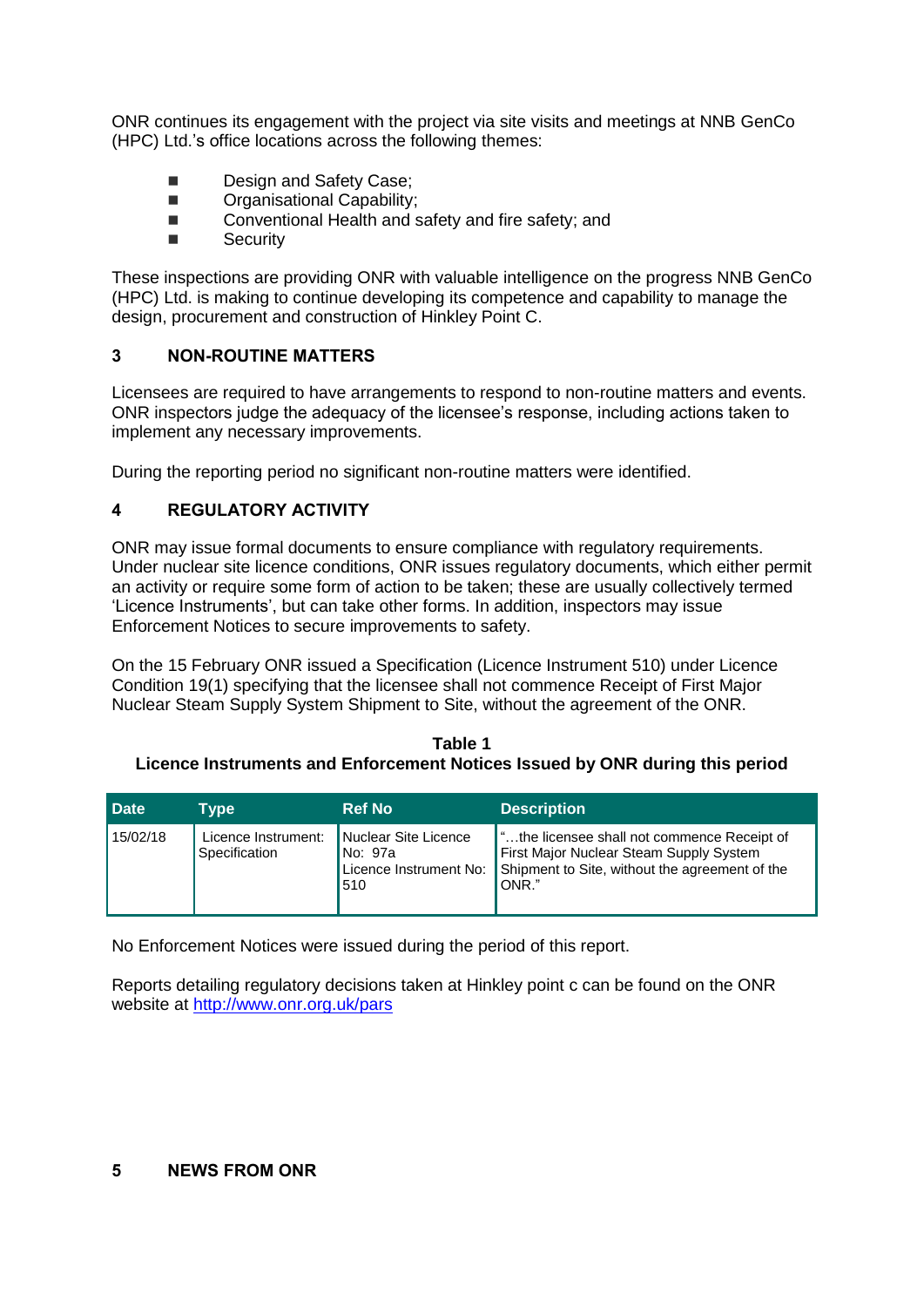ONR continues its engagement with the project via site visits and meetings at NNB GenCo (HPC) Ltd.'s office locations across the following themes:

- Design and Safety Case;
- Organisational Capability;
- Conventional Health and safety and fire safety; and
- Security

These inspections are providing ONR with valuable intelligence on the progress NNB GenCo (HPC) Ltd. is making to continue developing its competence and capability to manage the design, procurement and construction of Hinkley Point C.

## 3 NON-ROUTINE MATTERS

Licensees are required to have arrangements to respond to non-routine matters and events. ONR inspectors judge the adequacy of the licensee's response, including actions taken to implement any necessary improvements.

During the reporting period no significant non-routine matters were identified.

## 4 REGULATORY ACTIVITY

ONR may issue formal documents to ensure compliance with regulatory requirements. Under nuclear site licence conditions, ONR issues regulatory documents, which either permit an activity or require some form of action to be taken; these are usually collectively termed 'Licence Instruments', but can take other forms. In addition, inspectors may issue Enforcement Notices to secure improvements to safety.

On the 15 February ONR issued a Specification (Licence Instrument 510) under Licence Condition 19(1) specifying that the licensee shall not commence Receipt of First Major Nuclear Steam Supply System Shipment to Site, without the agreement of the ONR.

**Table 1**
**Licence Instruments and Enforcement Notices Issued by ONR during this period**

| Date | Type | Ref No | Description |
|---|---|---|---|
| 15/02/18 | Licence Instrument: Specification | Nuclear Site Licence No: 97a Licence Instrument No: 510 | "…the licensee shall not commence Receipt of First Major Nuclear Steam Supply System Shipment to Site, without the agreement of the ONR." |

No Enforcement Notices were issued during the period of this report.

Reports detailing regulatory decisions taken at Hinkley point c can be found on the ONR website at http://www.onr.org.uk/pars

## 5 NEWS FROM ONR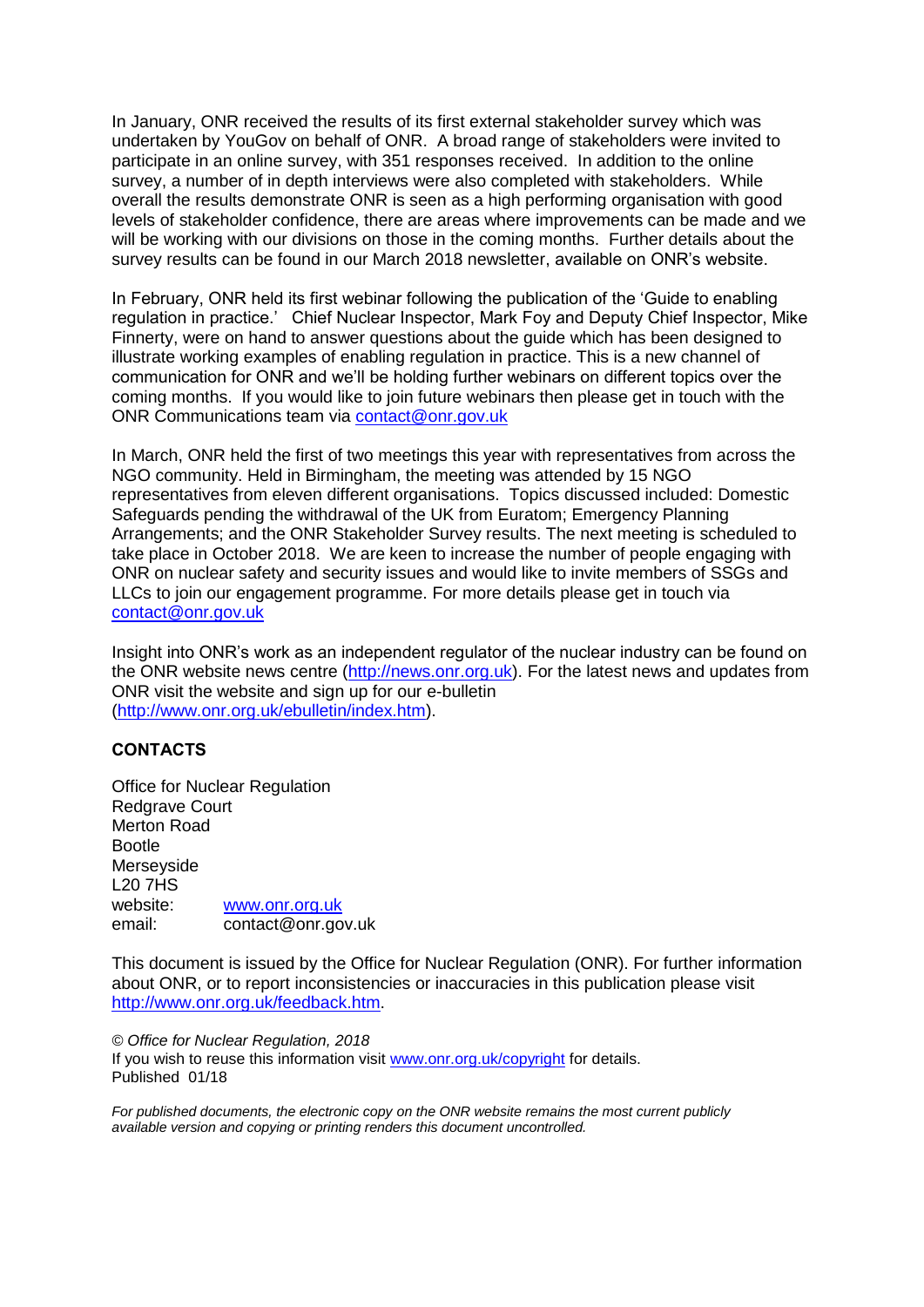In January, ONR received the results of its first external stakeholder survey which was undertaken by YouGov on behalf of ONR. A broad range of stakeholders were invited to participate in an online survey, with 351 responses received. In addition to the online survey, a number of in depth interviews were also completed with stakeholders. While overall the results demonstrate ONR is seen as a high performing organisation with good levels of stakeholder confidence, there are areas where improvements can be made and we will be working with our divisions on those in the coming months. Further details about the survey results can be found in our March 2018 newsletter, available on ONR's website.

In February, ONR held its first webinar following the publication of the 'Guide to enabling regulation in practice.' Chief Nuclear Inspector, Mark Foy and Deputy Chief Inspector, Mike Finnerty, were on hand to answer questions about the guide which has been designed to illustrate working examples of enabling regulation in practice. This is a new channel of communication for ONR and we'll be holding further webinars on different topics over the coming months. If you would like to join future webinars then please get in touch with the ONR Communications team via contact@onr.gov.uk

In March, ONR held the first of two meetings this year with representatives from across the NGO community. Held in Birmingham, the meeting was attended by 15 NGO representatives from eleven different organisations. Topics discussed included: Domestic Safeguards pending the withdrawal of the UK from Euratom; Emergency Planning Arrangements; and the ONR Stakeholder Survey results. The next meeting is scheduled to take place in October 2018. We are keen to increase the number of people engaging with ONR on nuclear safety and security issues and would like to invite members of SSGs and LLCs to join our engagement programme. For more details please get in touch via contact@onr.gov.uk

Insight into ONR's work as an independent regulator of the nuclear industry can be found on the ONR website news centre (http://news.onr.org.uk). For the latest news and updates from ONR visit the website and sign up for our e-bulletin (http://www.onr.org.uk/ebulletin/index.htm).

## CONTACTS

Office for Nuclear Regulation
Redgrave Court
Merton Road
Bootle
Merseyside
L20 7HS
website: www.onr.org.uk
email: contact@onr.gov.uk

This document is issued by the Office for Nuclear Regulation (ONR). For further information about ONR, or to report inconsistencies or inaccuracies in this publication please visit http://www.onr.org.uk/feedback.htm.

*© Office for Nuclear Regulation, 2018*
If you wish to reuse this information visit www.onr.org.uk/copyright for details.
Published 01/18

*For published documents, the electronic copy on the ONR website remains the most current publicly available version and copying or printing renders this document uncontrolled.*